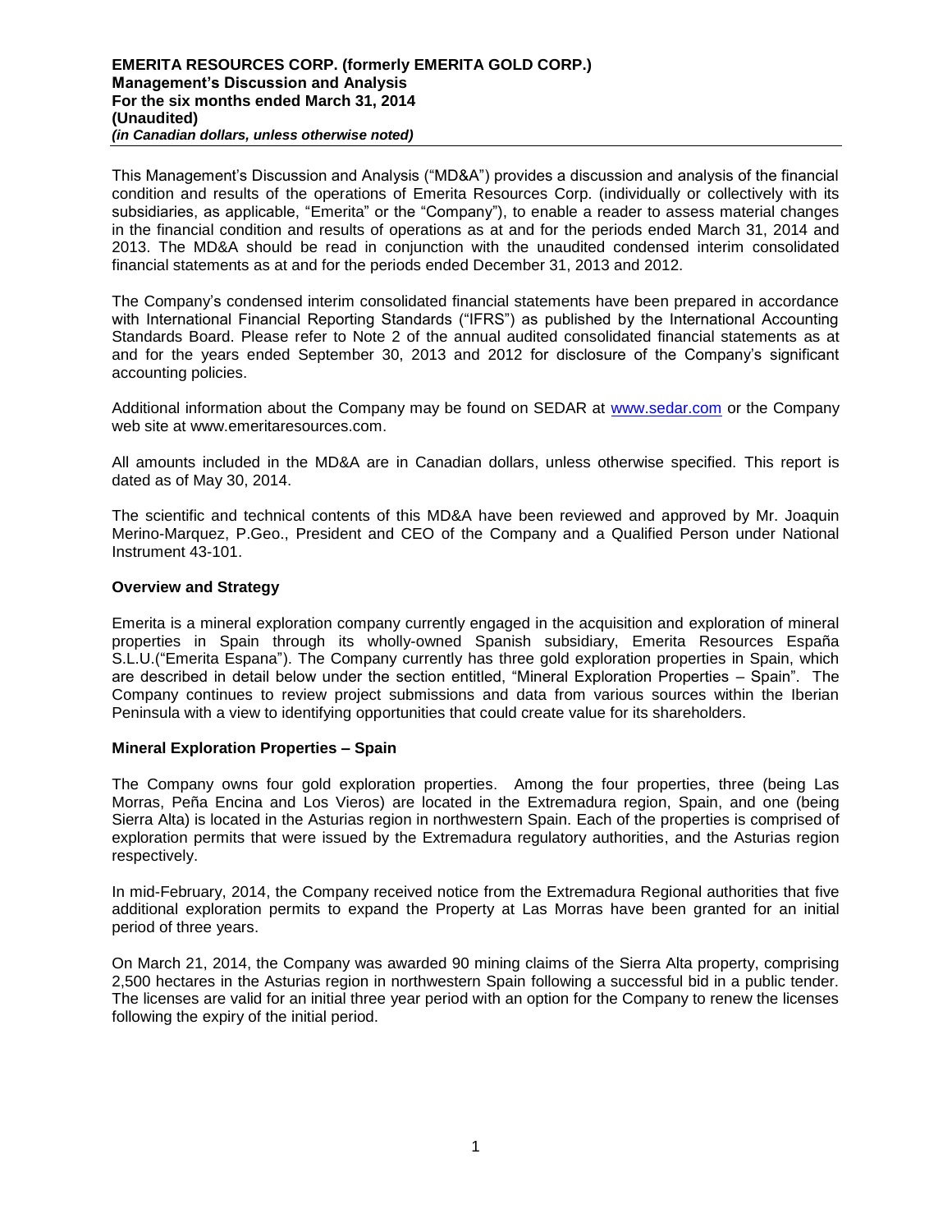**EMERITA RESOURCES CORP. (formerly EMERITA GOLD CORP.)**
**Management's Discussion and Analysis**
**For the six months ended March 31, 2014**
**(Unaudited)**
***(in Canadian dollars, unless otherwise noted)***

This Management's Discussion and Analysis ("MD&A") provides a discussion and analysis of the financial condition and results of the operations of Emerita Resources Corp. (individually or collectively with its subsidiaries, as applicable, "Emerita" or the "Company"), to enable a reader to assess material changes in the financial condition and results of operations as at and for the periods ended March 31, 2014 and 2013. The MD&A should be read in conjunction with the unaudited condensed interim consolidated financial statements as at and for the periods ended December 31, 2013 and 2012.

The Company's condensed interim consolidated financial statements have been prepared in accordance with International Financial Reporting Standards ("IFRS") as published by the International Accounting Standards Board. Please refer to Note 2 of the annual audited consolidated financial statements as at and for the years ended September 30, 2013 and 2012 for disclosure of the Company's significant accounting policies.

Additional information about the Company may be found on SEDAR at www.sedar.com or the Company web site at www.emeritaresources.com.

All amounts included in the MD&A are in Canadian dollars, unless otherwise specified. This report is dated as of May 30, 2014.

The scientific and technical contents of this MD&A have been reviewed and approved by Mr. Joaquin Merino-Marquez, P.Geo., President and CEO of the Company and a Qualified Person under National Instrument 43-101.

## Overview and Strategy

Emerita is a mineral exploration company currently engaged in the acquisition and exploration of mineral properties in Spain through its wholly-owned Spanish subsidiary, Emerita Resources España S.L.U.("Emerita Espana"). The Company currently has three gold exploration properties in Spain, which are described in detail below under the section entitled, "Mineral Exploration Properties – Spain". The Company continues to review project submissions and data from various sources within the Iberian Peninsula with a view to identifying opportunities that could create value for its shareholders.

## Mineral Exploration Properties – Spain

The Company owns four gold exploration properties. Among the four properties, three (being Las Morras, Peña Encina and Los Vieros) are located in the Extremadura region, Spain, and one (being Sierra Alta) is located in the Asturias region in northwestern Spain. Each of the properties is comprised of exploration permits that were issued by the Extremadura regulatory authorities, and the Asturias region respectively.

In mid-February, 2014, the Company received notice from the Extremadura Regional authorities that five additional exploration permits to expand the Property at Las Morras have been granted for an initial period of three years.

On March 21, 2014, the Company was awarded 90 mining claims of the Sierra Alta property, comprising 2,500 hectares in the Asturias region in northwestern Spain following a successful bid in a public tender. The licenses are valid for an initial three year period with an option for the Company to renew the licenses following the expiry of the initial period.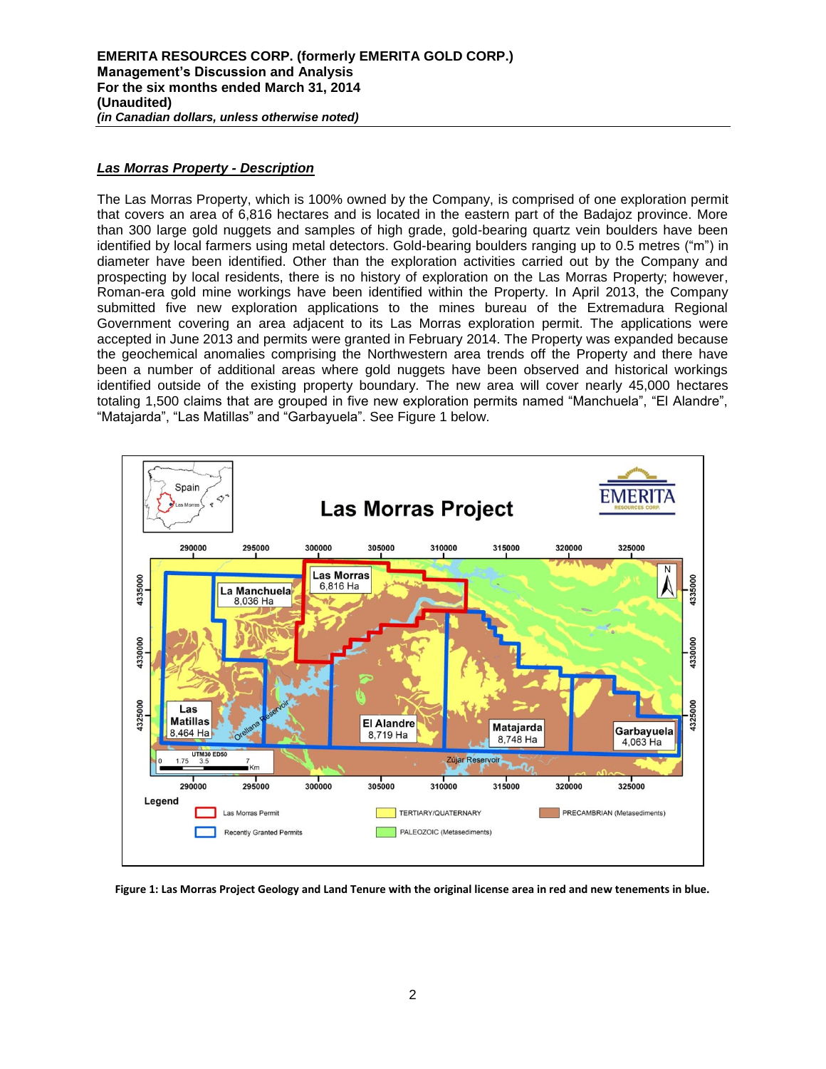## *Las Morras Property - Description*

The Las Morras Property, which is 100% owned by the Company, is comprised of one exploration permit that covers an area of 6,816 hectares and is located in the eastern part of the Badajoz province. More than 300 large gold nuggets and samples of high grade, gold-bearing quartz vein boulders have been identified by local farmers using metal detectors. Gold-bearing boulders ranging up to 0.5 metres ("m") in diameter have been identified. Other than the exploration activities carried out by the Company and prospecting by local residents, there is no history of exploration on the Las Morras Property; however, Roman-era gold mine workings have been identified within the Property. In April 2013, the Company submitted five new exploration applications to the mines bureau of the Extremadura Regional Government covering an area adjacent to its Las Morras exploration permit. The applications were accepted in June 2013 and permits were granted in February 2014. The Property was expanded because the geochemical anomalies comprising the Northwestern area trends off the Property and there have been a number of additional areas where gold nuggets have been observed and historical workings identified outside of the existing property boundary. The new area will cover nearly 45,000 hectares totaling 1,500 claims that are grouped in five new exploration permits named "Manchuela", "El Alandre", "Matajarda", "Las Matillas" and "Garbayuela". See Figure 1 below.

**Figure 1: Las Morras Project Geology and Land Tenure with the original license area in red and new tenements in blue.**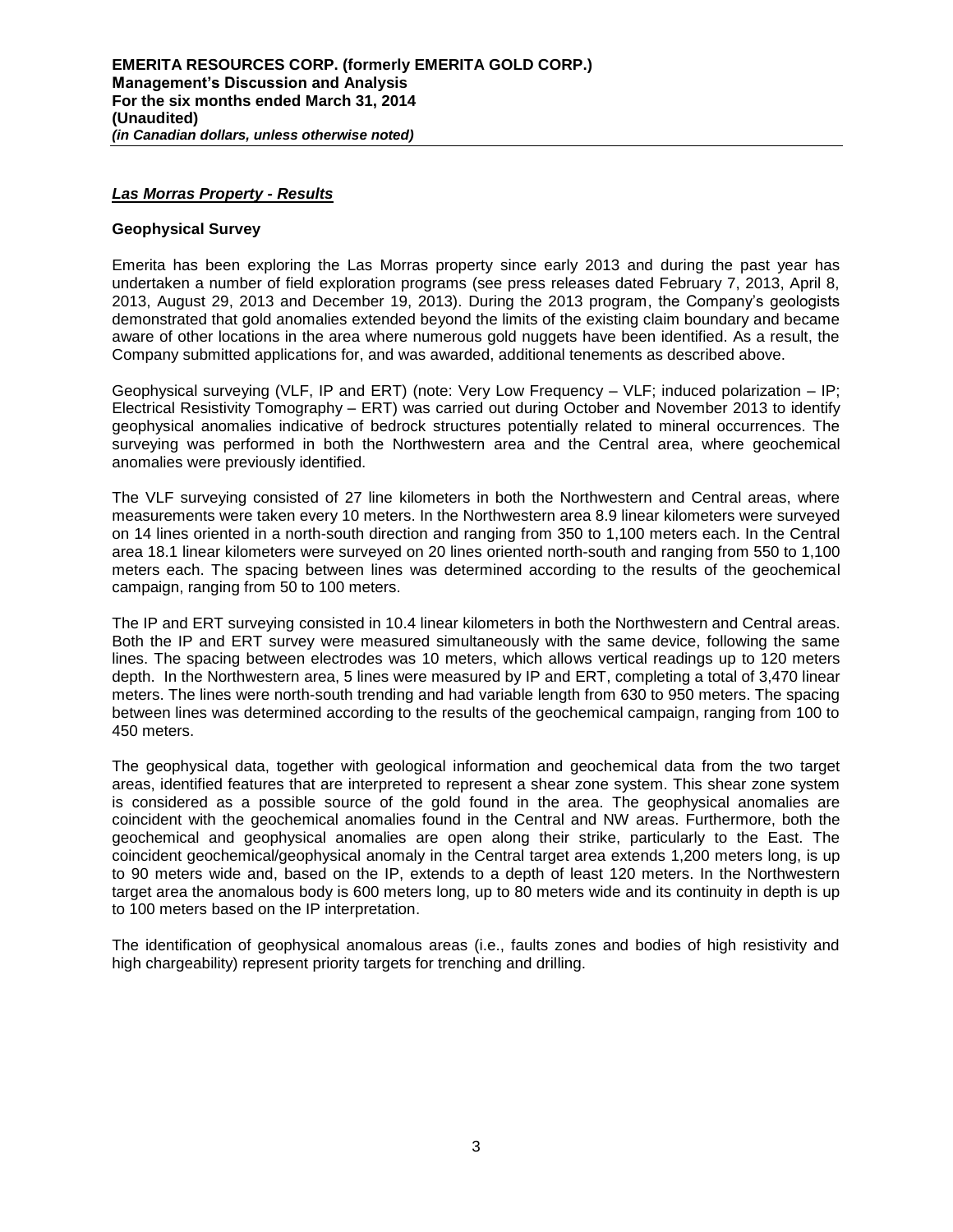***Las Morras Property - Results***

**Geophysical Survey**

Emerita has been exploring the Las Morras property since early 2013 and during the past year has undertaken a number of field exploration programs (see press releases dated February 7, 2013, April 8, 2013, August 29, 2013 and December 19, 2013). During the 2013 program, the Company's geologists demonstrated that gold anomalies extended beyond the limits of the existing claim boundary and became aware of other locations in the area where numerous gold nuggets have been identified. As a result, the Company submitted applications for, and was awarded, additional tenements as described above.

Geophysical surveying (VLF, IP and ERT) (note: Very Low Frequency – VLF; induced polarization – IP; Electrical Resistivity Tomography – ERT) was carried out during October and November 2013 to identify geophysical anomalies indicative of bedrock structures potentially related to mineral occurrences. The surveying was performed in both the Northwestern area and the Central area, where geochemical anomalies were previously identified.

The VLF surveying consisted of 27 line kilometers in both the Northwestern and Central areas, where measurements were taken every 10 meters. In the Northwestern area 8.9 linear kilometers were surveyed on 14 lines oriented in a north-south direction and ranging from 350 to 1,100 meters each. In the Central area 18.1 linear kilometers were surveyed on 20 lines oriented north-south and ranging from 550 to 1,100 meters each. The spacing between lines was determined according to the results of the geochemical campaign, ranging from 50 to 100 meters.

The IP and ERT surveying consisted in 10.4 linear kilometers in both the Northwestern and Central areas. Both the IP and ERT survey were measured simultaneously with the same device, following the same lines. The spacing between electrodes was 10 meters, which allows vertical readings up to 120 meters depth. In the Northwestern area, 5 lines were measured by IP and ERT, completing a total of 3,470 linear meters. The lines were north-south trending and had variable length from 630 to 950 meters. The spacing between lines was determined according to the results of the geochemical campaign, ranging from 100 to 450 meters.

The geophysical data, together with geological information and geochemical data from the two target areas, identified features that are interpreted to represent a shear zone system. This shear zone system is considered as a possible source of the gold found in the area. The geophysical anomalies are coincident with the geochemical anomalies found in the Central and NW areas. Furthermore, both the geochemical and geophysical anomalies are open along their strike, particularly to the East. The coincident geochemical/geophysical anomaly in the Central target area extends 1,200 meters long, is up to 90 meters wide and, based on the IP, extends to a depth of least 120 meters. In the Northwestern target area the anomalous body is 600 meters long, up to 80 meters wide and its continuity in depth is up to 100 meters based on the IP interpretation.

The identification of geophysical anomalous areas (i.e., faults zones and bodies of high resistivity and high chargeability) represent priority targets for trenching and drilling.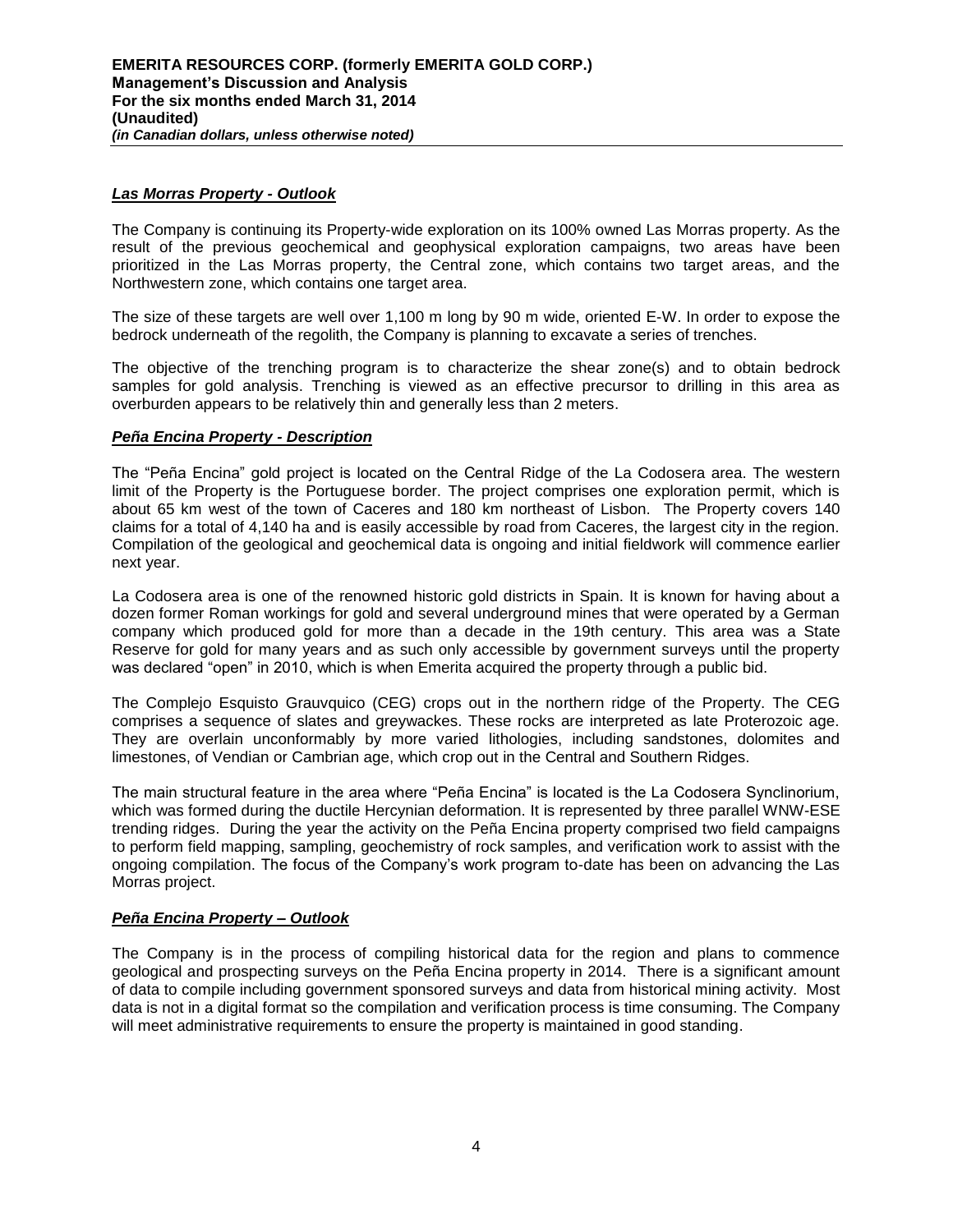***Las Morras Property - Outlook***

The Company is continuing its Property-wide exploration on its 100% owned Las Morras property. As the result of the previous geochemical and geophysical exploration campaigns, two areas have been prioritized in the Las Morras property, the Central zone, which contains two target areas, and the Northwestern zone, which contains one target area.

The size of these targets are well over 1,100 m long by 90 m wide, oriented E-W. In order to expose the bedrock underneath of the regolith, the Company is planning to excavate a series of trenches.

The objective of the trenching program is to characterize the shear zone(s) and to obtain bedrock samples for gold analysis. Trenching is viewed as an effective precursor to drilling in this area as overburden appears to be relatively thin and generally less than 2 meters.

***Peña Encina Property - Description***

The "Peña Encina" gold project is located on the Central Ridge of the La Codosera area. The western limit of the Property is the Portuguese border. The project comprises one exploration permit, which is about 65 km west of the town of Caceres and 180 km northeast of Lisbon. The Property covers 140 claims for a total of 4,140 ha and is easily accessible by road from Caceres, the largest city in the region. Compilation of the geological and geochemical data is ongoing and initial fieldwork will commence earlier next year.

La Codosera area is one of the renowned historic gold districts in Spain. It is known for having about a dozen former Roman workings for gold and several underground mines that were operated by a German company which produced gold for more than a decade in the 19th century. This area was a State Reserve for gold for many years and as such only accessible by government surveys until the property was declared "open" in 2010, which is when Emerita acquired the property through a public bid.

The Complejo Esquisto Grauvquico (CEG) crops out in the northern ridge of the Property. The CEG comprises a sequence of slates and greywackes. These rocks are interpreted as late Proterozoic age. They are overlain unconformably by more varied lithologies, including sandstones, dolomites and limestones, of Vendian or Cambrian age, which crop out in the Central and Southern Ridges.

The main structural feature in the area where "Peña Encina" is located is the La Codosera Synclinorium, which was formed during the ductile Hercynian deformation. It is represented by three parallel WNW-ESE trending ridges. During the year the activity on the Peña Encina property comprised two field campaigns to perform field mapping, sampling, geochemistry of rock samples, and verification work to assist with the ongoing compilation. The focus of the Company's work program to-date has been on advancing the Las Morras project.

***Peña Encina Property – Outlook***

The Company is in the process of compiling historical data for the region and plans to commence geological and prospecting surveys on the Peña Encina property in 2014. There is a significant amount of data to compile including government sponsored surveys and data from historical mining activity. Most data is not in a digital format so the compilation and verification process is time consuming. The Company will meet administrative requirements to ensure the property is maintained in good standing.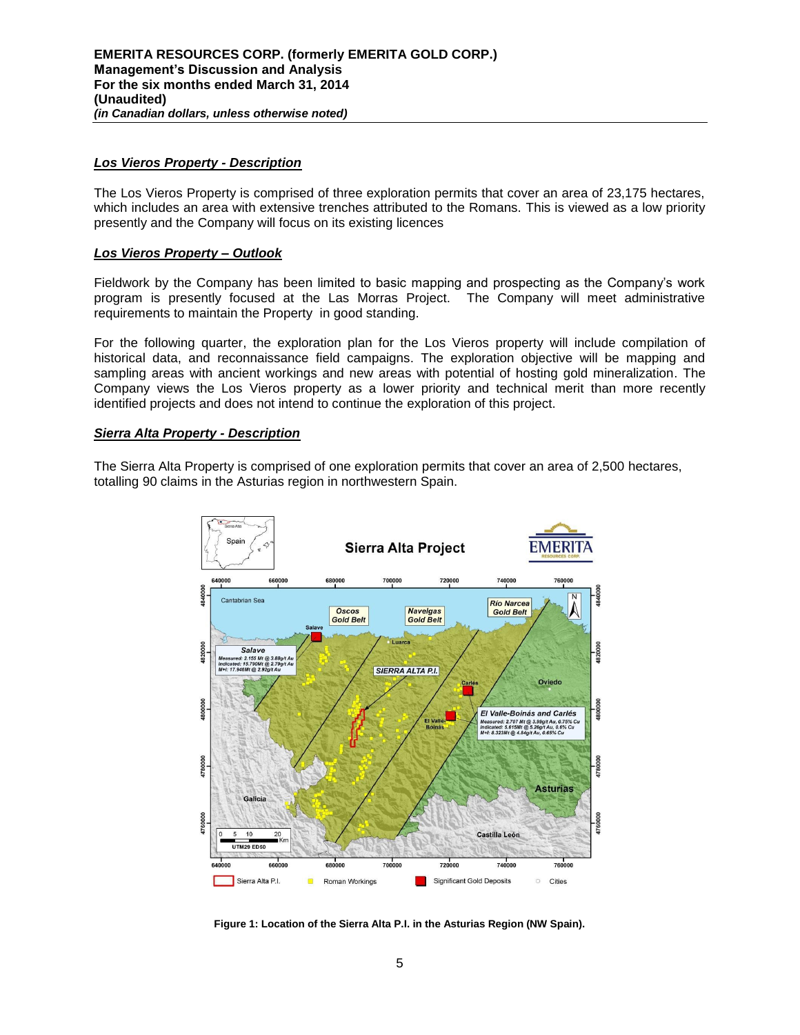## *Los Vieros Property - Description*

The Los Vieros Property is comprised of three exploration permits that cover an area of 23,175 hectares, which includes an area with extensive trenches attributed to the Romans. This is viewed as a low priority presently and the Company will focus on its existing licences

## *Los Vieros Property – Outlook*

Fieldwork by the Company has been limited to basic mapping and prospecting as the Company's work program is presently focused at the Las Morras Project. The Company will meet administrative requirements to maintain the Property in good standing.

For the following quarter, the exploration plan for the Los Vieros property will include compilation of historical data, and reconnaissance field campaigns. The exploration objective will be mapping and sampling areas with ancient workings and new areas with potential of hosting gold mineralization. The Company views the Los Vieros property as a lower priority and technical merit than more recently identified projects and does not intend to continue the exploration of this project.

## *Sierra Alta Property - Description*

The Sierra Alta Property is comprised of one exploration permits that cover an area of 2,500 hectares, totalling 90 claims in the Asturias region in northwestern Spain.

**Figure 1: Location of the Sierra Alta P.I. in the Asturias Region (NW Spain).**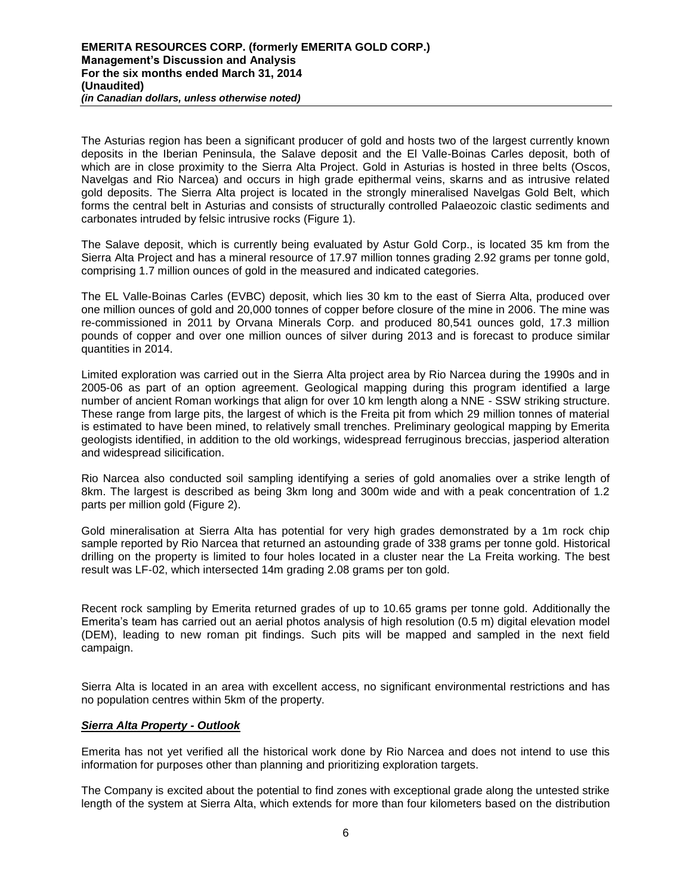The Asturias region has been a significant producer of gold and hosts two of the largest currently known deposits in the Iberian Peninsula, the Salave deposit and the El Valle-Boinas Carles deposit, both of which are in close proximity to the Sierra Alta Project. Gold in Asturias is hosted in three belts (Oscos, Navelgas and Rio Narcea) and occurs in high grade epithermal veins, skarns and as intrusive related gold deposits. The Sierra Alta project is located in the strongly mineralised Navelgas Gold Belt, which forms the central belt in Asturias and consists of structurally controlled Palaeozoic clastic sediments and carbonates intruded by felsic intrusive rocks (Figure 1).

The Salave deposit, which is currently being evaluated by Astur Gold Corp., is located 35 km from the Sierra Alta Project and has a mineral resource of 17.97 million tonnes grading 2.92 grams per tonne gold, comprising 1.7 million ounces of gold in the measured and indicated categories.

The EL Valle-Boinas Carles (EVBC) deposit, which lies 30 km to the east of Sierra Alta, produced over one million ounces of gold and 20,000 tonnes of copper before closure of the mine in 2006. The mine was re-commissioned in 2011 by Orvana Minerals Corp. and produced 80,541 ounces gold, 17.3 million pounds of copper and over one million ounces of silver during 2013 and is forecast to produce similar quantities in 2014.

Limited exploration was carried out in the Sierra Alta project area by Rio Narcea during the 1990s and in 2005-06 as part of an option agreement. Geological mapping during this program identified a large number of ancient Roman workings that align for over 10 km length along a NNE - SSW striking structure. These range from large pits, the largest of which is the Freita pit from which 29 million tonnes of material is estimated to have been mined, to relatively small trenches. Preliminary geological mapping by Emerita geologists identified, in addition to the old workings, widespread ferruginous breccias, jasperiod alteration and widespread silicification.

Rio Narcea also conducted soil sampling identifying a series of gold anomalies over a strike length of 8km. The largest is described as being 3km long and 300m wide and with a peak concentration of 1.2 parts per million gold (Figure 2).

Gold mineralisation at Sierra Alta has potential for very high grades demonstrated by a 1m rock chip sample reported by Rio Narcea that returned an astounding grade of 338 grams per tonne gold. Historical drilling on the property is limited to four holes located in a cluster near the La Freita working. The best result was LF-02, which intersected 14m grading 2.08 grams per ton gold.

Recent rock sampling by Emerita returned grades of up to 10.65 grams per tonne gold. Additionally the Emerita's team has carried out an aerial photos analysis of high resolution (0.5 m) digital elevation model (DEM), leading to new roman pit findings. Such pits will be mapped and sampled in the next field campaign.

Sierra Alta is located in an area with excellent access, no significant environmental restrictions and has no population centres within 5km of the property.

***Sierra Alta Property - Outlook***

Emerita has not yet verified all the historical work done by Rio Narcea and does not intend to use this information for purposes other than planning and prioritizing exploration targets.

The Company is excited about the potential to find zones with exceptional grade along the untested strike length of the system at Sierra Alta, which extends for more than four kilometers based on the distribution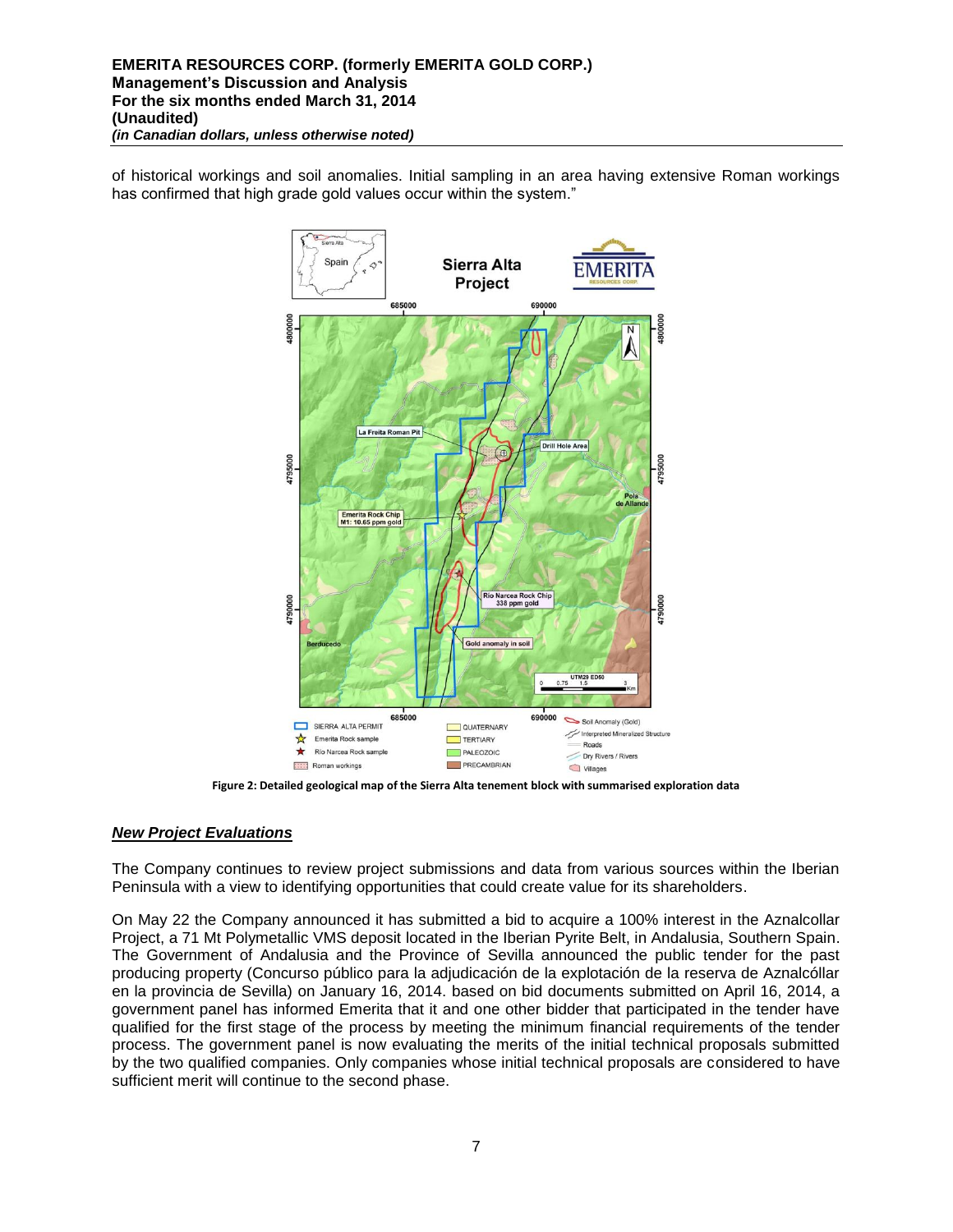of historical workings and soil anomalies. Initial sampling in an area having extensive Roman workings has confirmed that high grade gold values occur within the system."

Figure 2: Detailed geological map of the Sierra Alta tenement block with summarised exploration data

### *New Project Evaluations*

The Company continues to review project submissions and data from various sources within the Iberian Peninsula with a view to identifying opportunities that could create value for its shareholders.

On May 22 the Company announced it has submitted a bid to acquire a 100% interest in the Aznalcollar Project, a 71 Mt Polymetallic VMS deposit located in the Iberian Pyrite Belt, in Andalusia, Southern Spain. The Government of Andalusia and the Province of Sevilla announced the public tender for the past producing property (Concurso público para la adjudicación de la explotación de la reserva de Aznalcóllar en la provincia de Sevilla) on January 16, 2014. based on bid documents submitted on April 16, 2014, a government panel has informed Emerita that it and one other bidder that participated in the tender have qualified for the first stage of the process by meeting the minimum financial requirements of the tender process. The government panel is now evaluating the merits of the initial technical proposals submitted by the two qualified companies. Only companies whose initial technical proposals are considered to have sufficient merit will continue to the second phase.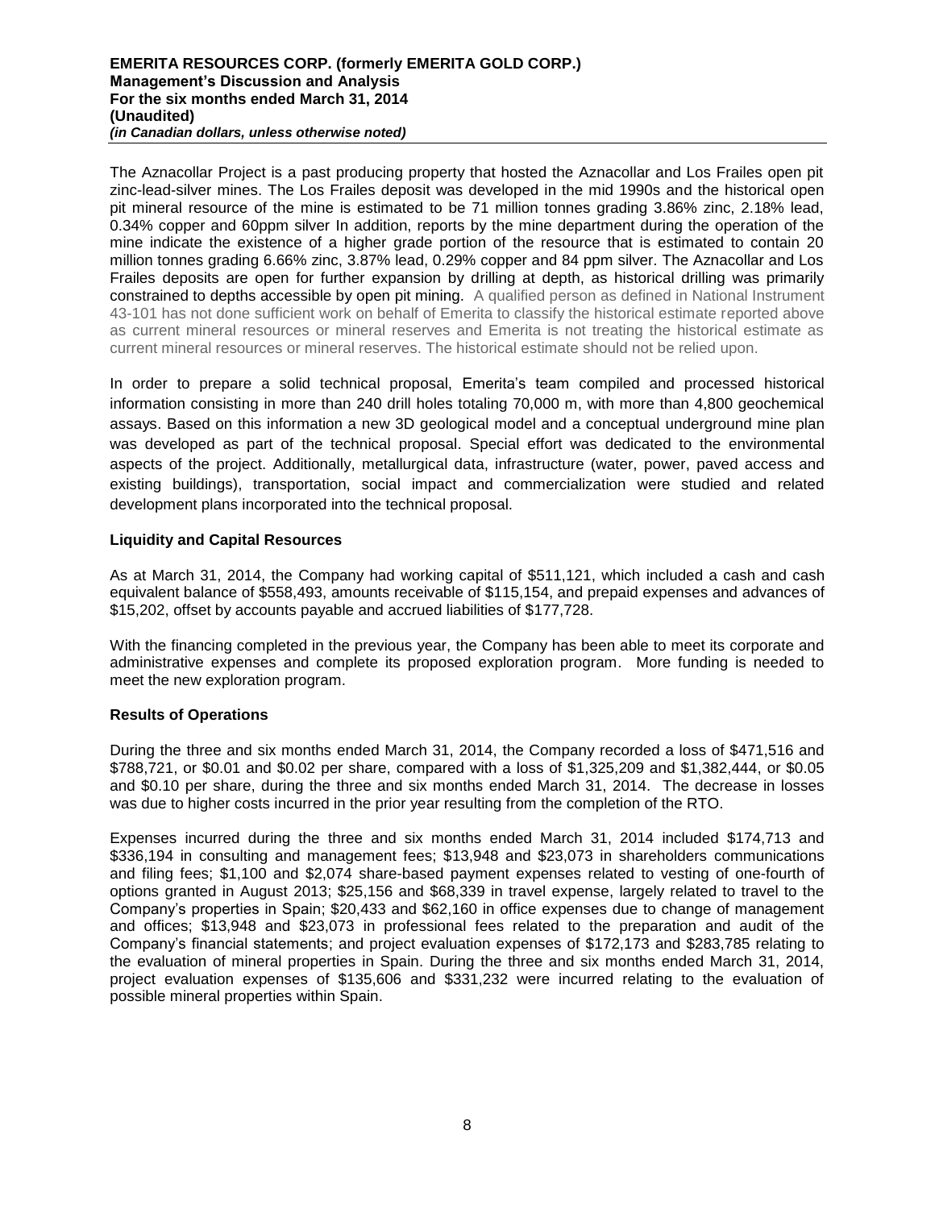The Aznacollar Project is a past producing property that hosted the Aznacollar and Los Frailes open pit zinc-lead-silver mines. The Los Frailes deposit was developed in the mid 1990s and the historical open pit mineral resource of the mine is estimated to be 71 million tonnes grading 3.86% zinc, 2.18% lead, 0.34% copper and 60ppm silver In addition, reports by the mine department during the operation of the mine indicate the existence of a higher grade portion of the resource that is estimated to contain 20 million tonnes grading 6.66% zinc, 3.87% lead, 0.29% copper and 84 ppm silver. The Aznacollar and Los Frailes deposits are open for further expansion by drilling at depth, as historical drilling was primarily constrained to depths accessible by open pit mining. A qualified person as defined in National Instrument 43-101 has not done sufficient work on behalf of Emerita to classify the historical estimate reported above as current mineral resources or mineral reserves and Emerita is not treating the historical estimate as current mineral resources or mineral reserves. The historical estimate should not be relied upon.

In order to prepare a solid technical proposal, Emerita's team compiled and processed historical information consisting in more than 240 drill holes totaling 70,000 m, with more than 4,800 geochemical assays. Based on this information a new 3D geological model and a conceptual underground mine plan was developed as part of the technical proposal. Special effort was dedicated to the environmental aspects of the project. Additionally, metallurgical data, infrastructure (water, power, paved access and existing buildings), transportation, social impact and commercialization were studied and related development plans incorporated into the technical proposal.

**Liquidity and Capital Resources**

As at March 31, 2014, the Company had working capital of $511,121, which included a cash and cash equivalent balance of $558,493, amounts receivable of $115,154, and prepaid expenses and advances of $15,202, offset by accounts payable and accrued liabilities of $177,728.

With the financing completed in the previous year, the Company has been able to meet its corporate and administrative expenses and complete its proposed exploration program. More funding is needed to meet the new exploration program.

**Results of Operations**

During the three and six months ended March 31, 2014, the Company recorded a loss of $471,516 and $788,721, or $0.01 and $0.02 per share, compared with a loss of $1,325,209 and $1,382,444, or $0.05 and $0.10 per share, during the three and six months ended March 31, 2014. The decrease in losses was due to higher costs incurred in the prior year resulting from the completion of the RTO.

Expenses incurred during the three and six months ended March 31, 2014 included $174,713 and $336,194 in consulting and management fees; $13,948 and $23,073 in shareholders communications and filing fees; $1,100 and $2,074 share-based payment expenses related to vesting of one-fourth of options granted in August 2013; $25,156 and $68,339 in travel expense, largely related to travel to the Company's properties in Spain; $20,433 and $62,160 in office expenses due to change of management and offices; $13,948 and $23,073 in professional fees related to the preparation and audit of the Company's financial statements; and project evaluation expenses of $172,173 and $283,785 relating to the evaluation of mineral properties in Spain. During the three and six months ended March 31, 2014, project evaluation expenses of $135,606 and $331,232 were incurred relating to the evaluation of possible mineral properties within Spain.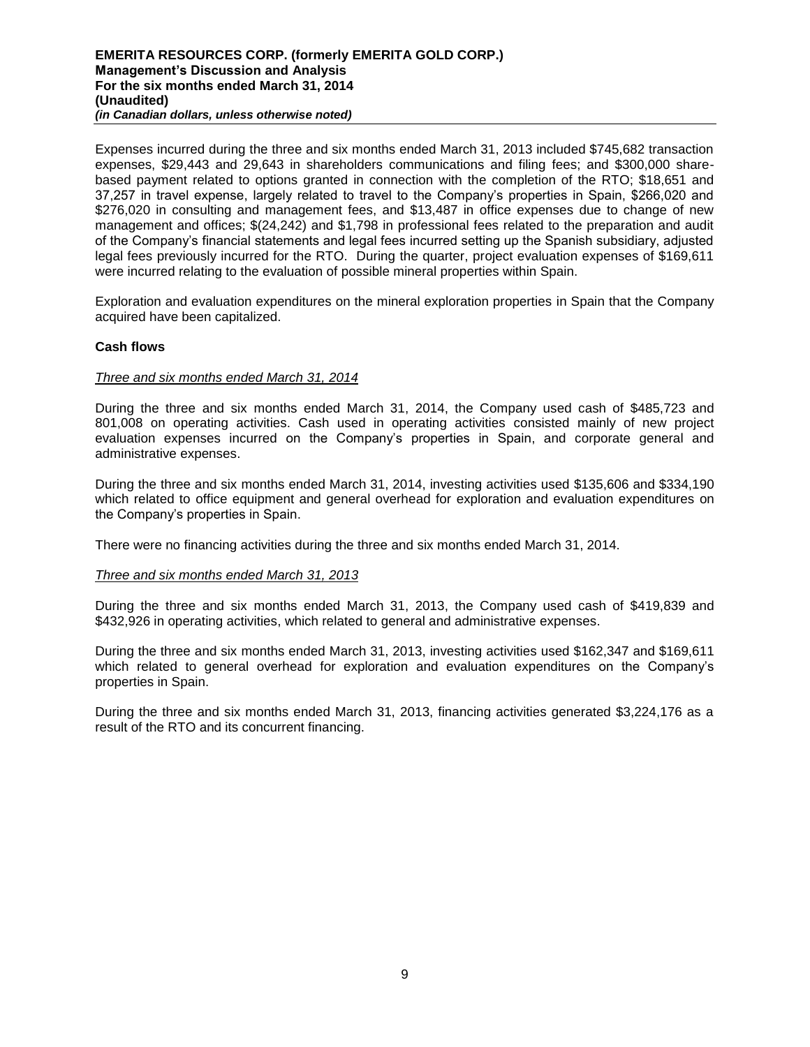Expenses incurred during the three and six months ended March 31, 2013 included $745,682 transaction expenses, $29,443 and 29,643 in shareholders communications and filing fees; and $300,000 share-based payment related to options granted in connection with the completion of the RTO; $18,651 and 37,257 in travel expense, largely related to travel to the Company's properties in Spain, $266,020 and $276,020 in consulting and management fees, and $13,487 in office expenses due to change of new management and offices; $(24,242) and $1,798 in professional fees related to the preparation and audit of the Company's financial statements and legal fees incurred setting up the Spanish subsidiary, adjusted legal fees previously incurred for the RTO. During the quarter, project evaluation expenses of $169,611 were incurred relating to the evaluation of possible mineral properties within Spain.

Exploration and evaluation expenditures on the mineral exploration properties in Spain that the Company acquired have been capitalized.

### Cash flows

*Three and six months ended March 31, 2014*

During the three and six months ended March 31, 2014, the Company used cash of $485,723 and 801,008 on operating activities. Cash used in operating activities consisted mainly of new project evaluation expenses incurred on the Company's properties in Spain, and corporate general and administrative expenses.

During the three and six months ended March 31, 2014, investing activities used $135,606 and $334,190 which related to office equipment and general overhead for exploration and evaluation expenditures on the Company's properties in Spain.

There were no financing activities during the three and six months ended March 31, 2014.

*Three and six months ended March 31, 2013*

During the three and six months ended March 31, 2013, the Company used cash of $419,839 and $432,926 in operating activities, which related to general and administrative expenses.

During the three and six months ended March 31, 2013, investing activities used $162,347 and $169,611 which related to general overhead for exploration and evaluation expenditures on the Company's properties in Spain.

During the three and six months ended March 31, 2013, financing activities generated $3,224,176 as a result of the RTO and its concurrent financing.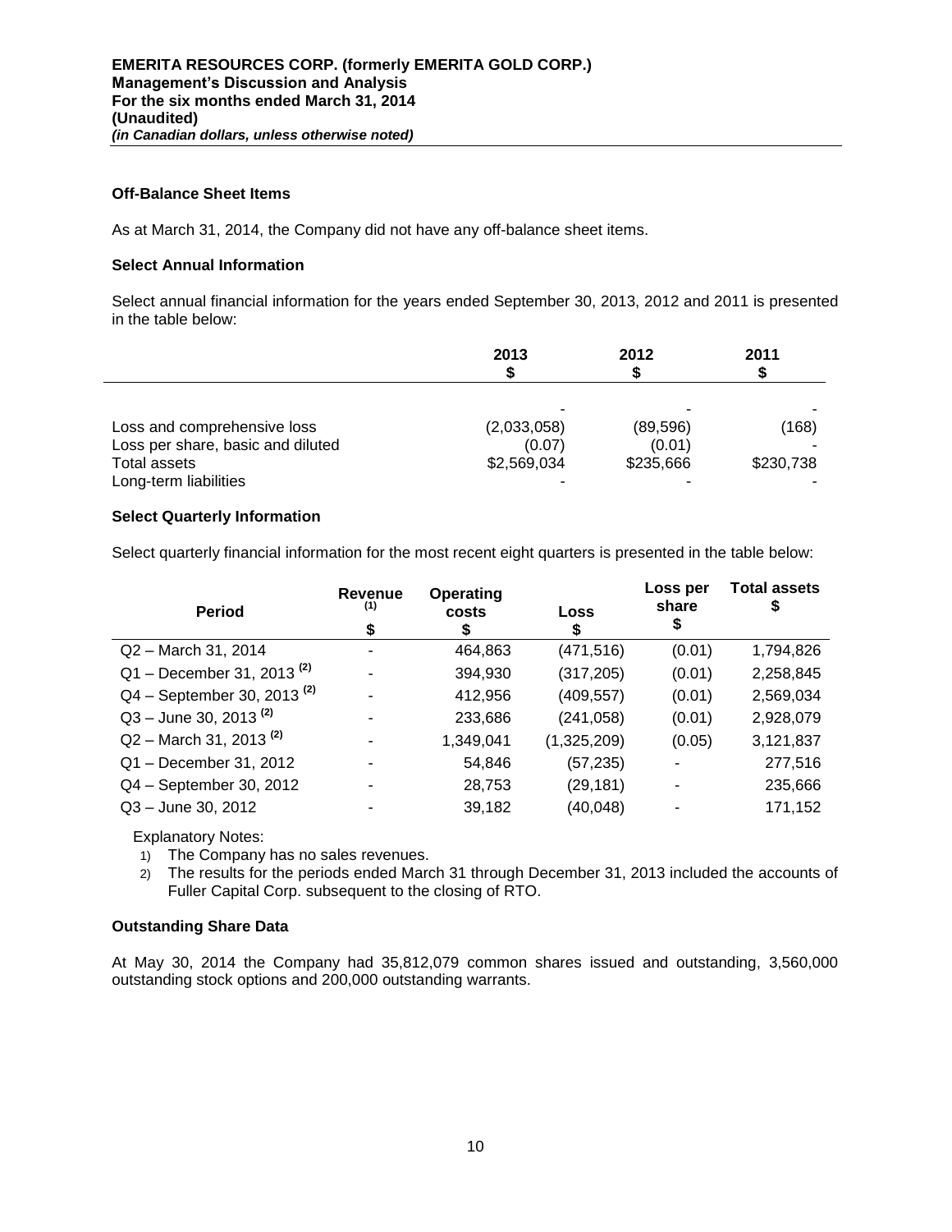### Off-Balance Sheet Items

As at March 31, 2014, the Company did not have any off-balance sheet items.

### Select Annual Information

Select annual financial information for the years ended September 30, 2013, 2012 and 2011 is presented in the table below:

| | 2013<br>$ | 2012<br>$ | 2011<br>$ |
|---|---|---|---|
| | - | - | - |
| Loss and comprehensive loss | (2,033,058) | (89,596) | (168) |
| Loss per share, basic and diluted | (0.07) | (0.01) | - |
| Total assets | $2,569,034 | $235,666 | $230,738 |
| Long-term liabilities | - | - | - |

### Select Quarterly Information

Select quarterly financial information for the most recent eight quarters is presented in the table below:

| Period | Revenue [(1)]<br>$ | Operating costs<br>$ | Loss<br>$ | Loss per share<br>$ | Total assets<br>$ |
|---|---|---|---|---|---|
| Q2 – March 31, 2014 | - | 464,863 | (471,516) | (0.01) | 1,794,826 |
| Q1 – December 31, 2013 [(2)] | - | 394,930 | (317,205) | (0.01) | 2,258,845 |
| Q4 – September 30, 2013 [(2)] | - | 412,956 | (409,557) | (0.01) | 2,569,034 |
| Q3 – June 30, 2013 [(2)] | - | 233,686 | (241,058) | (0.01) | 2,928,079 |
| Q2 – March 31, 2013 [(2)] | - | 1,349,041 | (1,325,209) | (0.05) | 3,121,837 |
| Q1 – December 31, 2012 | - | 54,846 | (57,235) | - | 277,516 |
| Q4 – September 30, 2012 | - | 28,753 | (29,181) | - | 235,666 |
| Q3 – June 30, 2012 | - | 39,182 | (40,048) | - | 171,152 |

Explanatory Notes:

1) The Company has no sales revenues.
2) The results for the periods ended March 31 through December 31, 2013 included the accounts of Fuller Capital Corp. subsequent to the closing of RTO.

### Outstanding Share Data

At May 30, 2014 the Company had 35,812,079 common shares issued and outstanding, 3,560,000 outstanding stock options and 200,000 outstanding warrants.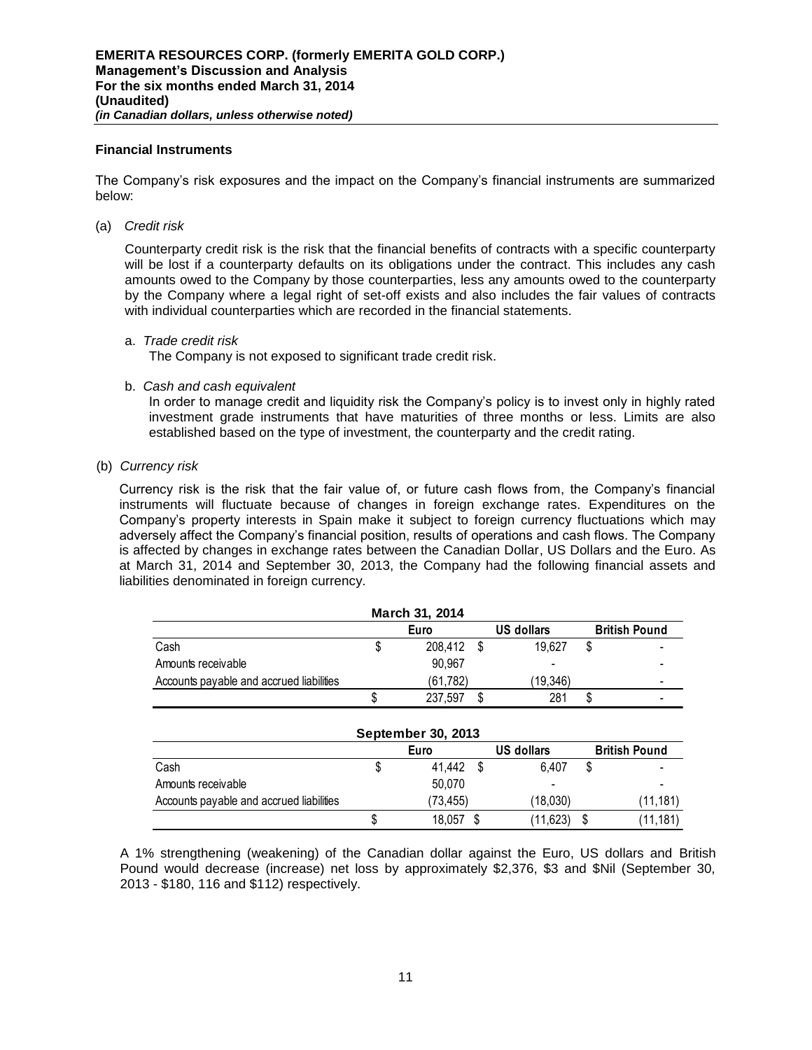## Financial Instruments

The Company's risk exposures and the impact on the Company's financial instruments are summarized below:

(a) *Credit risk*

Counterparty credit risk is the risk that the financial benefits of contracts with a specific counterparty will be lost if a counterparty defaults on its obligations under the contract. This includes any cash amounts owed to the Company by those counterparties, less any amounts owed to the counterparty by the Company where a legal right of set-off exists and also includes the fair values of contracts with individual counterparties which are recorded in the financial statements.

a. *Trade credit risk*

The Company is not exposed to significant trade credit risk.

b. *Cash and cash equivalent*

In order to manage credit and liquidity risk the Company's policy is to invest only in highly rated investment grade instruments that have maturities of three months or less. Limits are also established based on the type of investment, the counterparty and the credit rating.

(b) *Currency risk*

Currency risk is the risk that the fair value of, or future cash flows from, the Company's financial instruments will fluctuate because of changes in foreign exchange rates. Expenditures on the Company's property interests in Spain make it subject to foreign currency fluctuations which may adversely affect the Company's financial position, results of operations and cash flows. The Company is affected by changes in exchange rates between the Canadian Dollar, US Dollars and the Euro. As at March 31, 2014 and September 30, 2013, the Company had the following financial assets and liabilities denominated in foreign currency.

| March 31, 2014 | Euro | US dollars | British Pound |
|---|---|---|---|
| Cash | $ 208,412 | $ 19,627 | $ - |
| Amounts receivable | 90,967 | - | - |
| Accounts payable and accrued liabilities | (61,782) | (19,346) | - |
| | $ 237,597 | $ 281 | $ - |

| September 30, 2013 | Euro | US dollars | British Pound |
|---|---|---|---|
| Cash | $ 41,442 | $ 6,407 | $ - |
| Amounts receivable | 50,070 | - | - |
| Accounts payable and accrued liabilities | (73,455) | (18,030) | (11,181) |
| | $ 18,057 | $ (11,623) | $ (11,181) |

A 1% strengthening (weakening) of the Canadian dollar against the Euro, US dollars and British Pound would decrease (increase) net loss by approximately $2,376, $3 and $Nil (September 30, 2013 - $180, 116 and $112) respectively.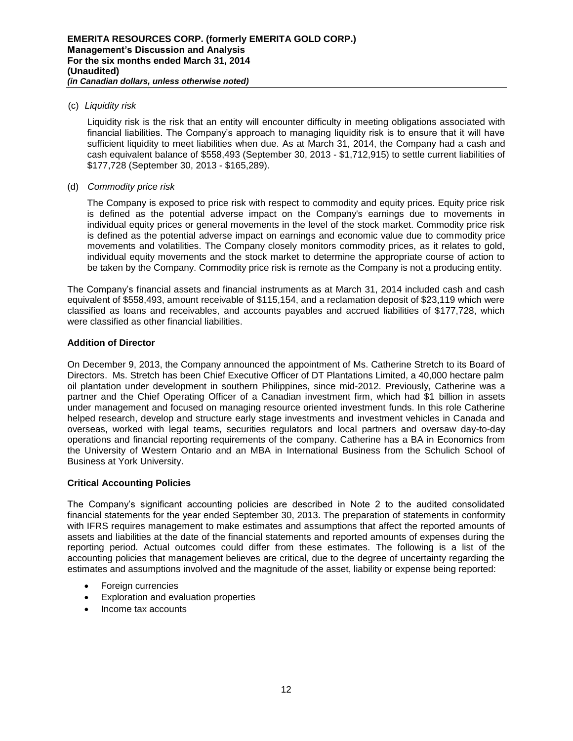(c) *Liquidity risk*

Liquidity risk is the risk that an entity will encounter difficulty in meeting obligations associated with financial liabilities. The Company's approach to managing liquidity risk is to ensure that it will have sufficient liquidity to meet liabilities when due. As at March 31, 2014, the Company had a cash and cash equivalent balance of $558,493 (September 30, 2013 - $1,712,915) to settle current liabilities of $177,728 (September 30, 2013 - $165,289).

(d) *Commodity price risk*

The Company is exposed to price risk with respect to commodity and equity prices. Equity price risk is defined as the potential adverse impact on the Company's earnings due to movements in individual equity prices or general movements in the level of the stock market. Commodity price risk is defined as the potential adverse impact on earnings and economic value due to commodity price movements and volatilities. The Company closely monitors commodity prices, as it relates to gold, individual equity movements and the stock market to determine the appropriate course of action to be taken by the Company. Commodity price risk is remote as the Company is not a producing entity.

The Company's financial assets and financial instruments as at March 31, 2014 included cash and cash equivalent of $558,493, amount receivable of $115,154, and a reclamation deposit of $23,119 which were classified as loans and receivables, and accounts payables and accrued liabilities of $177,728, which were classified as other financial liabilities.

## Addition of Director

On December 9, 2013, the Company announced the appointment of Ms. Catherine Stretch to its Board of Directors. Ms. Stretch has been Chief Executive Officer of DT Plantations Limited, a 40,000 hectare palm oil plantation under development in southern Philippines, since mid-2012. Previously, Catherine was a partner and the Chief Operating Officer of a Canadian investment firm, which had $1 billion in assets under management and focused on managing resource oriented investment funds. In this role Catherine helped research, develop and structure early stage investments and investment vehicles in Canada and overseas, worked with legal teams, securities regulators and local partners and oversaw day-to-day operations and financial reporting requirements of the company. Catherine has a BA in Economics from the University of Western Ontario and an MBA in International Business from the Schulich School of Business at York University.

## Critical Accounting Policies

The Company's significant accounting policies are described in Note 2 to the audited consolidated financial statements for the year ended September 30, 2013. The preparation of statements in conformity with IFRS requires management to make estimates and assumptions that affect the reported amounts of assets and liabilities at the date of the financial statements and reported amounts of expenses during the reporting period. Actual outcomes could differ from these estimates. The following is a list of the accounting policies that management believes are critical, due to the degree of uncertainty regarding the estimates and assumptions involved and the magnitude of the asset, liability or expense being reported:

- Foreign currencies
- Exploration and evaluation properties
- Income tax accounts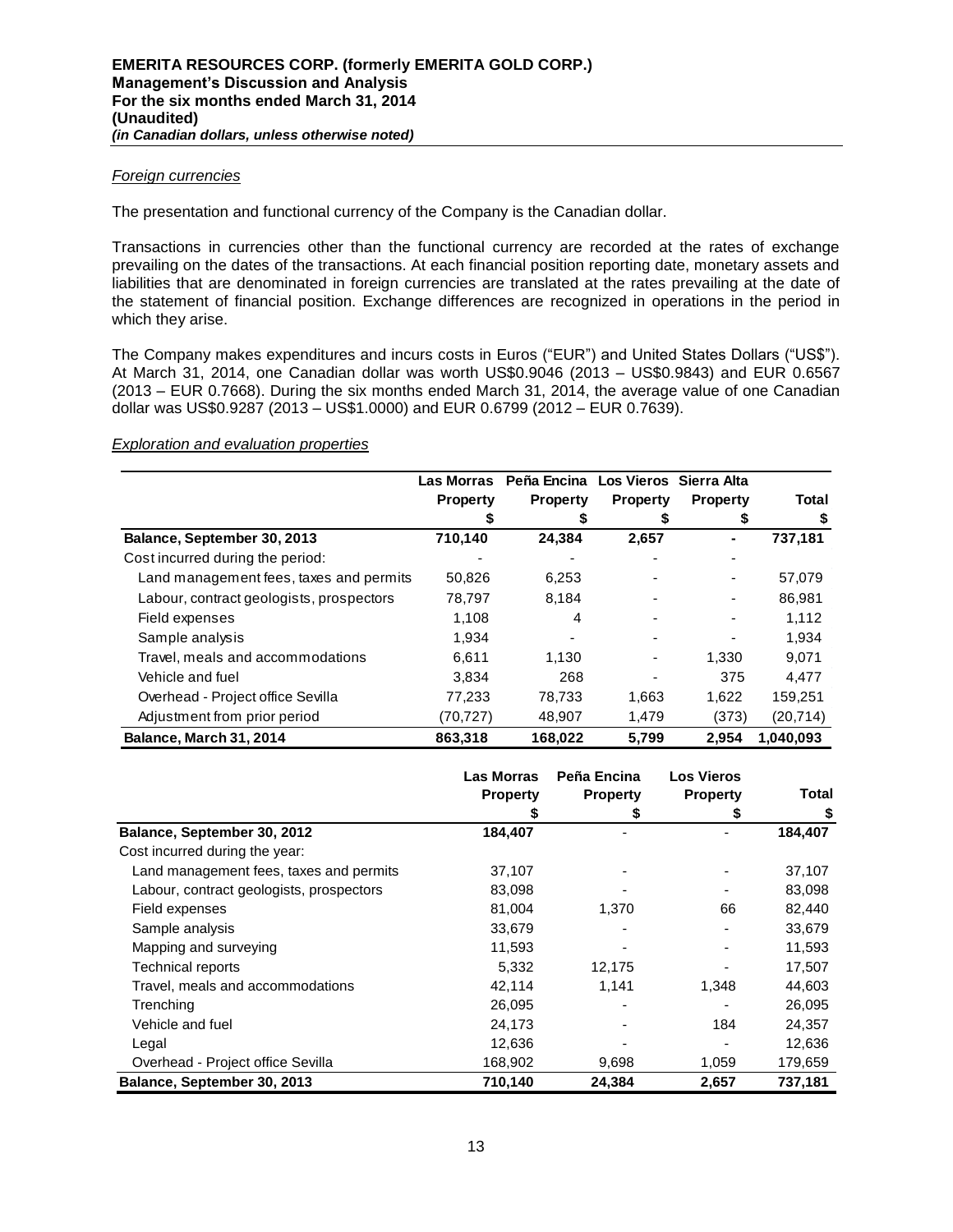*Foreign currencies*

The presentation and functional currency of the Company is the Canadian dollar.

Transactions in currencies other than the functional currency are recorded at the rates of exchange prevailing on the dates of the transactions. At each financial position reporting date, monetary assets and liabilities that are denominated in foreign currencies are translated at the rates prevailing at the date of the statement of financial position. Exchange differences are recognized in operations in the period in which they arise.

The Company makes expenditures and incurs costs in Euros ("EUR") and United States Dollars ("US$"). At March 31, 2014, one Canadian dollar was worth US$0.9046 (2013 – US$0.9843) and EUR 0.6567 (2013 – EUR 0.7668). During the six months ended March 31, 2014, the average value of one Canadian dollar was US$0.9287 (2013 – US$1.0000) and EUR 0.6799 (2012 – EUR 0.7639).

*Exploration and evaluation properties*

| | Las Morras Property $ | Peña Encina Property $ | Los Vieros Property $ | Sierra Alta Property $ | Total $ |
|---|---|---|---|---|---|
| **Balance, September 30, 2013** | **710,140** | **24,384** | **2,657** | **-** | **737,181** |
| Cost incurred during the period: | - | - | - | - | |
| Land management fees, taxes and permits | 50,826 | 6,253 | - | - | 57,079 |
| Labour, contract geologists, prospectors | 78,797 | 8,184 | - | - | 86,981 |
| Field expenses | 1,108 | 4 | - | - | 1,112 |
| Sample analysis | 1,934 | - | - | - | 1,934 |
| Travel, meals and accommodations | 6,611 | 1,130 | - | 1,330 | 9,071 |
| Vehicle and fuel | 3,834 | 268 | - | 375 | 4,477 |
| Overhead - Project office Sevilla | 77,233 | 78,733 | 1,663 | 1,622 | 159,251 |
| Adjustment from prior period | (70,727) | 48,907 | 1,479 | (373) | (20,714) |
| **Balance, March 31, 2014** | **863,318** | **168,022** | **5,799** | **2,954** | **1,040,093** |

| | Las Morras Property $ | Peña Encina Property $ | Los Vieros Property $ | Total $ |
|---|---|---|---|---|
| **Balance, September 30, 2012** | **184,407** | - | - | **184,407** |
| Cost incurred during the year: | | | | |
| Land management fees, taxes and permits | 37,107 | - | - | 37,107 |
| Labour, contract geologists, prospectors | 83,098 | - | - | 83,098 |
| Field expenses | 81,004 | 1,370 | 66 | 82,440 |
| Sample analysis | 33,679 | - | - | 33,679 |
| Mapping and surveying | 11,593 | - | - | 11,593 |
| Technical reports | 5,332 | 12,175 | - | 17,507 |
| Travel, meals and accommodations | 42,114 | 1,141 | 1,348 | 44,603 |
| Trenching | 26,095 | - | - | 26,095 |
| Vehicle and fuel | 24,173 | - | 184 | 24,357 |
| Legal | 12,636 | - | - | 12,636 |
| Overhead - Project office Sevilla | 168,902 | 9,698 | 1,059 | 179,659 |
| **Balance, September 30, 2013** | **710,140** | **24,384** | **2,657** | **737,181** |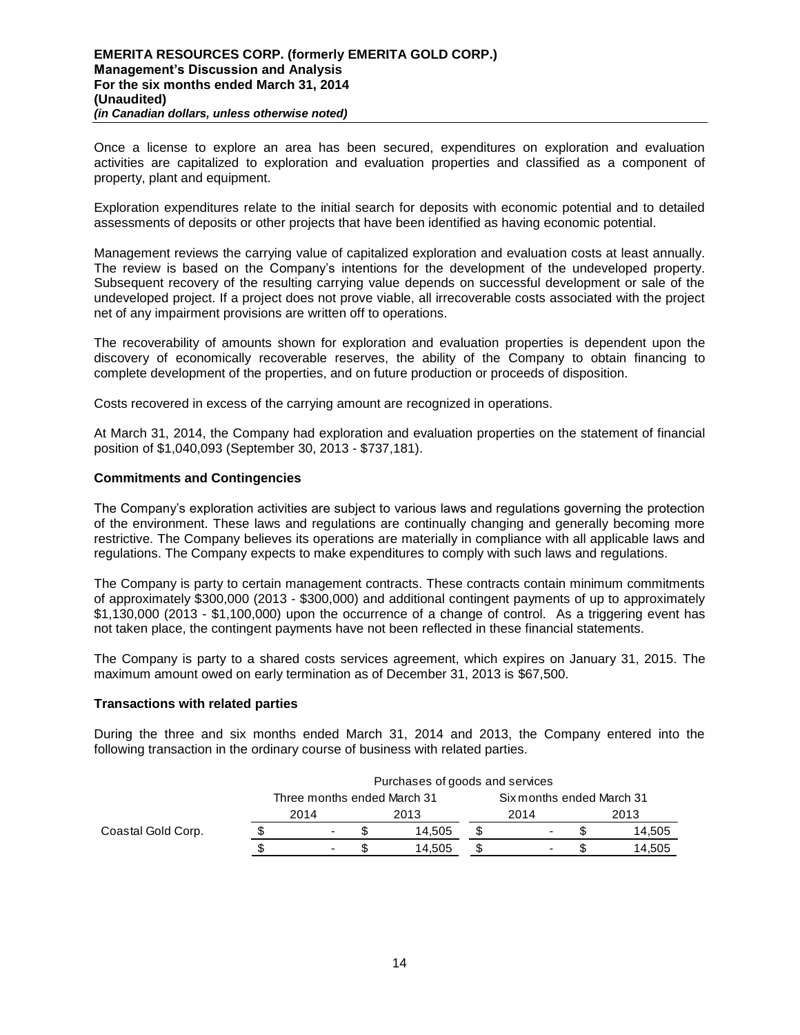Once a license to explore an area has been secured, expenditures on exploration and evaluation activities are capitalized to exploration and evaluation properties and classified as a component of property, plant and equipment.

Exploration expenditures relate to the initial search for deposits with economic potential and to detailed assessments of deposits or other projects that have been identified as having economic potential.

Management reviews the carrying value of capitalized exploration and evaluation costs at least annually. The review is based on the Company's intentions for the development of the undeveloped property. Subsequent recovery of the resulting carrying value depends on successful development or sale of the undeveloped project. If a project does not prove viable, all irrecoverable costs associated with the project net of any impairment provisions are written off to operations.

The recoverability of amounts shown for exploration and evaluation properties is dependent upon the discovery of economically recoverable reserves, the ability of the Company to obtain financing to complete development of the properties, and on future production or proceeds of disposition.

Costs recovered in excess of the carrying amount are recognized in operations.

At March 31, 2014, the Company had exploration and evaluation properties on the statement of financial position of $1,040,093 (September 30, 2013 - $737,181).

### Commitments and Contingencies

The Company's exploration activities are subject to various laws and regulations governing the protection of the environment. These laws and regulations are continually changing and generally becoming more restrictive. The Company believes its operations are materially in compliance with all applicable laws and regulations. The Company expects to make expenditures to comply with such laws and regulations.

The Company is party to certain management contracts. These contracts contain minimum commitments of approximately $300,000 (2013 - $300,000) and additional contingent payments of up to approximately $1,130,000 (2013 - $1,100,000) upon the occurrence of a change of control. As a triggering event has not taken place, the contingent payments have not been reflected in these financial statements.

The Company is party to a shared costs services agreement, which expires on January 31, 2015. The maximum amount owed on early termination as of December 31, 2013 is $67,500.

### Transactions with related parties

During the three and six months ended March 31, 2014 and 2013, the Company entered into the following transaction in the ordinary course of business with related parties.

| | Purchases of goods and services | | | |
|---|---|---|---|---|
| | Three months ended March 31 | | Six months ended March 31 | |
| | 2014 | 2013 | 2014 | 2013 |
| Coastal Gold Corp. | $ - | $ 14,505 | $ - | $ 14,505 |
| | $ - | $ 14,505 | $ - | $ 14,505 |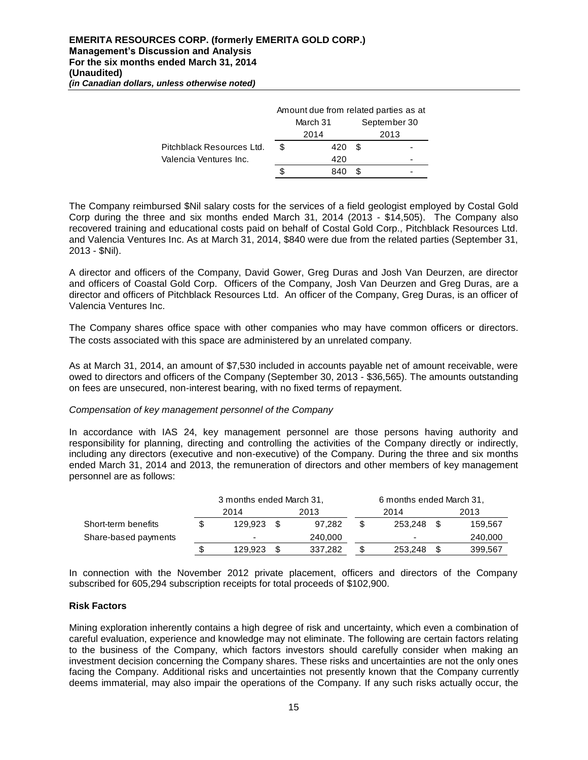| | Amount due from related parties as at | |
|---|---|---|
| | March 31 2014 | September 30 2013 |
| Pitchblack Resources Ltd. | $ 420 | $ - |
| Valencia Ventures Inc. | 420 | - |
| | $ 840 | $ - |

The Company reimbursed $Nil salary costs for the services of a field geologist employed by Costal Gold Corp during the three and six months ended March 31, 2014 (2013 - $14,505). The Company also recovered training and educational costs paid on behalf of Costal Gold Corp., Pitchblack Resources Ltd. and Valencia Ventures Inc. As at March 31, 2014, $840 were due from the related parties (September 31, 2013 - $Nil).

A director and officers of the Company, David Gower, Greg Duras and Josh Van Deurzen, are director and officers of Coastal Gold Corp. Officers of the Company, Josh Van Deurzen and Greg Duras, are a director and officers of Pitchblack Resources Ltd. An officer of the Company, Greg Duras, is an officer of Valencia Ventures Inc.

The Company shares office space with other companies who may have common officers or directors. The costs associated with this space are administered by an unrelated company.

As at March 31, 2014, an amount of $7,530 included in accounts payable net of amount receivable, were owed to directors and officers of the Company (September 30, 2013 - $36,565). The amounts outstanding on fees are unsecured, non-interest bearing, with no fixed terms of repayment.

*Compensation of key management personnel of the Company*

In accordance with IAS 24, key management personnel are those persons having authority and responsibility for planning, directing and controlling the activities of the Company directly or indirectly, including any directors (executive and non-executive) of the Company. During the three and six months ended March 31, 2014 and 2013, the remuneration of directors and other members of key management personnel are as follows:

| | 3 months ended March 31, | | 6 months ended March 31, | |
|---|---|---|---|---|
| | 2014 | 2013 | 2014 | 2013 |
| Short-term benefits | $ 129,923 | $ 97,282 | $ 253,248 | $ 159,567 |
| Share-based payments | - | 240,000 | - | 240,000 |
| | $ 129,923 | $ 337,282 | $ 253,248 | $ 399,567 |

In connection with the November 2012 private placement, officers and directors of the Company subscribed for 605,294 subscription receipts for total proceeds of $102,900.

**Risk Factors**

Mining exploration inherently contains a high degree of risk and uncertainty, which even a combination of careful evaluation, experience and knowledge may not eliminate. The following are certain factors relating to the business of the Company, which factors investors should carefully consider when making an investment decision concerning the Company shares. These risks and uncertainties are not the only ones facing the Company. Additional risks and uncertainties not presently known that the Company currently deems immaterial, may also impair the operations of the Company. If any such risks actually occur, the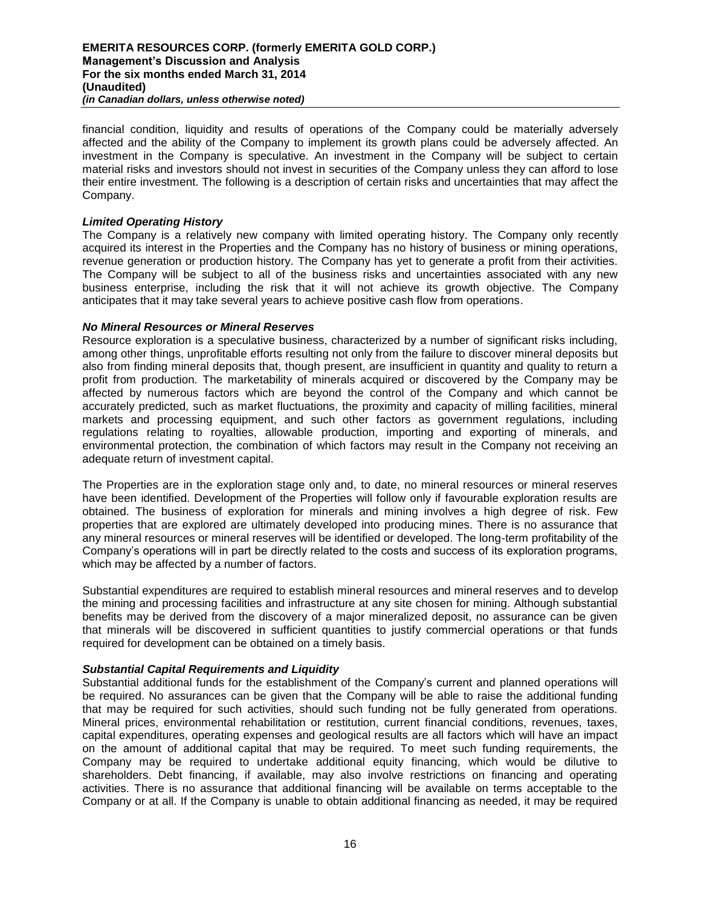financial condition, liquidity and results of operations of the Company could be materially adversely affected and the ability of the Company to implement its growth plans could be adversely affected. An investment in the Company is speculative. An investment in the Company will be subject to certain material risks and investors should not invest in securities of the Company unless they can afford to lose their entire investment. The following is a description of certain risks and uncertainties that may affect the Company.

***Limited Operating History***

The Company is a relatively new company with limited operating history. The Company only recently acquired its interest in the Properties and the Company has no history of business or mining operations, revenue generation or production history. The Company has yet to generate a profit from their activities. The Company will be subject to all of the business risks and uncertainties associated with any new business enterprise, including the risk that it will not achieve its growth objective. The Company anticipates that it may take several years to achieve positive cash flow from operations.

***No Mineral Resources or Mineral Reserves***

Resource exploration is a speculative business, characterized by a number of significant risks including, among other things, unprofitable efforts resulting not only from the failure to discover mineral deposits but also from finding mineral deposits that, though present, are insufficient in quantity and quality to return a profit from production. The marketability of minerals acquired or discovered by the Company may be affected by numerous factors which are beyond the control of the Company and which cannot be accurately predicted, such as market fluctuations, the proximity and capacity of milling facilities, mineral markets and processing equipment, and such other factors as government regulations, including regulations relating to royalties, allowable production, importing and exporting of minerals, and environmental protection, the combination of which factors may result in the Company not receiving an adequate return of investment capital.

The Properties are in the exploration stage only and, to date, no mineral resources or mineral reserves have been identified. Development of the Properties will follow only if favourable exploration results are obtained. The business of exploration for minerals and mining involves a high degree of risk. Few properties that are explored are ultimately developed into producing mines. There is no assurance that any mineral resources or mineral reserves will be identified or developed. The long-term profitability of the Company's operations will in part be directly related to the costs and success of its exploration programs, which may be affected by a number of factors.

Substantial expenditures are required to establish mineral resources and mineral reserves and to develop the mining and processing facilities and infrastructure at any site chosen for mining. Although substantial benefits may be derived from the discovery of a major mineralized deposit, no assurance can be given that minerals will be discovered in sufficient quantities to justify commercial operations or that funds required for development can be obtained on a timely basis.

***Substantial Capital Requirements and Liquidity***

Substantial additional funds for the establishment of the Company's current and planned operations will be required. No assurances can be given that the Company will be able to raise the additional funding that may be required for such activities, should such funding not be fully generated from operations. Mineral prices, environmental rehabilitation or restitution, current financial conditions, revenues, taxes, capital expenditures, operating expenses and geological results are all factors which will have an impact on the amount of additional capital that may be required. To meet such funding requirements, the Company may be required to undertake additional equity financing, which would be dilutive to shareholders. Debt financing, if available, may also involve restrictions on financing and operating activities. There is no assurance that additional financing will be available on terms acceptable to the Company or at all. If the Company is unable to obtain additional financing as needed, it may be required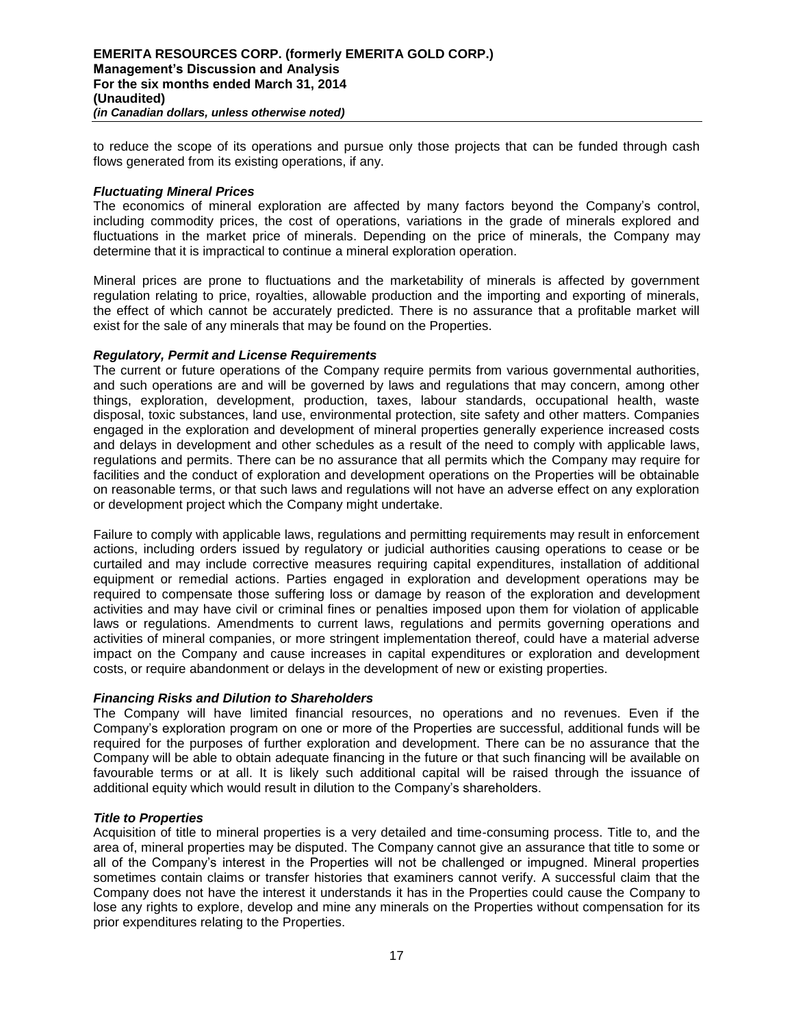to reduce the scope of its operations and pursue only those projects that can be funded through cash flows generated from its existing operations, if any.

***Fluctuating Mineral Prices***

The economics of mineral exploration are affected by many factors beyond the Company's control, including commodity prices, the cost of operations, variations in the grade of minerals explored and fluctuations in the market price of minerals. Depending on the price of minerals, the Company may determine that it is impractical to continue a mineral exploration operation.

Mineral prices are prone to fluctuations and the marketability of minerals is affected by government regulation relating to price, royalties, allowable production and the importing and exporting of minerals, the effect of which cannot be accurately predicted. There is no assurance that a profitable market will exist for the sale of any minerals that may be found on the Properties.

***Regulatory, Permit and License Requirements***

The current or future operations of the Company require permits from various governmental authorities, and such operations are and will be governed by laws and regulations that may concern, among other things, exploration, development, production, taxes, labour standards, occupational health, waste disposal, toxic substances, land use, environmental protection, site safety and other matters. Companies engaged in the exploration and development of mineral properties generally experience increased costs and delays in development and other schedules as a result of the need to comply with applicable laws, regulations and permits. There can be no assurance that all permits which the Company may require for facilities and the conduct of exploration and development operations on the Properties will be obtainable on reasonable terms, or that such laws and regulations will not have an adverse effect on any exploration or development project which the Company might undertake.

Failure to comply with applicable laws, regulations and permitting requirements may result in enforcement actions, including orders issued by regulatory or judicial authorities causing operations to cease or be curtailed and may include corrective measures requiring capital expenditures, installation of additional equipment or remedial actions. Parties engaged in exploration and development operations may be required to compensate those suffering loss or damage by reason of the exploration and development activities and may have civil or criminal fines or penalties imposed upon them for violation of applicable laws or regulations. Amendments to current laws, regulations and permits governing operations and activities of mineral companies, or more stringent implementation thereof, could have a material adverse impact on the Company and cause increases in capital expenditures or exploration and development costs, or require abandonment or delays in the development of new or existing properties.

***Financing Risks and Dilution to Shareholders***

The Company will have limited financial resources, no operations and no revenues. Even if the Company's exploration program on one or more of the Properties are successful, additional funds will be required for the purposes of further exploration and development. There can be no assurance that the Company will be able to obtain adequate financing in the future or that such financing will be available on favourable terms or at all. It is likely such additional capital will be raised through the issuance of additional equity which would result in dilution to the Company's shareholders.

***Title to Properties***

Acquisition of title to mineral properties is a very detailed and time-consuming process. Title to, and the area of, mineral properties may be disputed. The Company cannot give an assurance that title to some or all of the Company's interest in the Properties will not be challenged or impugned. Mineral properties sometimes contain claims or transfer histories that examiners cannot verify. A successful claim that the Company does not have the interest it understands it has in the Properties could cause the Company to lose any rights to explore, develop and mine any minerals on the Properties without compensation for its prior expenditures relating to the Properties.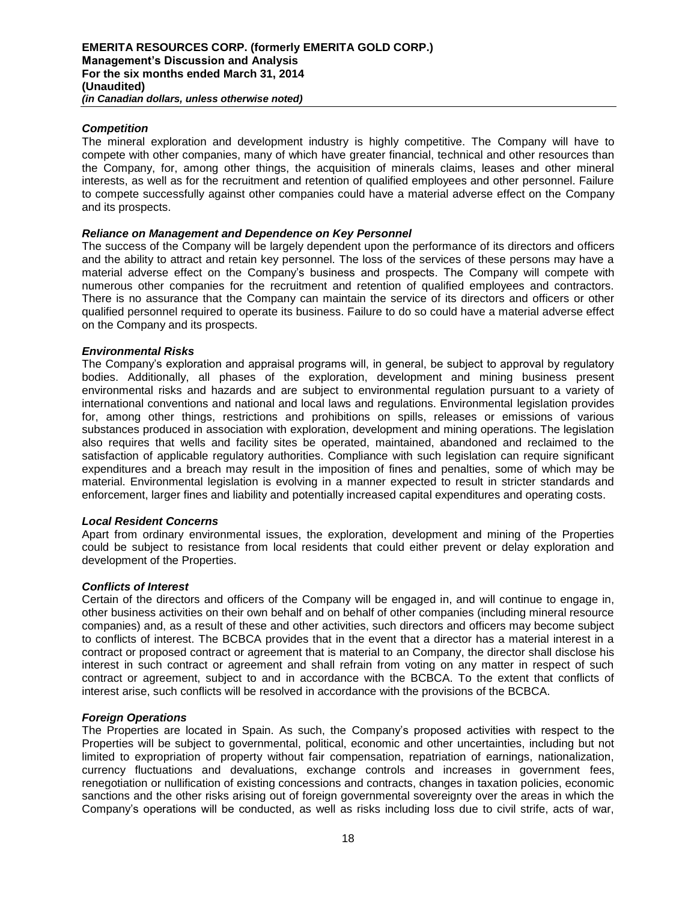### *Competition*

The mineral exploration and development industry is highly competitive. The Company will have to compete with other companies, many of which have greater financial, technical and other resources than the Company, for, among other things, the acquisition of minerals claims, leases and other mineral interests, as well as for the recruitment and retention of qualified employees and other personnel. Failure to compete successfully against other companies could have a material adverse effect on the Company and its prospects.

### *Reliance on Management and Dependence on Key Personnel*

The success of the Company will be largely dependent upon the performance of its directors and officers and the ability to attract and retain key personnel. The loss of the services of these persons may have a material adverse effect on the Company's business and prospects. The Company will compete with numerous other companies for the recruitment and retention of qualified employees and contractors. There is no assurance that the Company can maintain the service of its directors and officers or other qualified personnel required to operate its business. Failure to do so could have a material adverse effect on the Company and its prospects.

### *Environmental Risks*

The Company's exploration and appraisal programs will, in general, be subject to approval by regulatory bodies. Additionally, all phases of the exploration, development and mining business present environmental risks and hazards and are subject to environmental regulation pursuant to a variety of international conventions and national and local laws and regulations. Environmental legislation provides for, among other things, restrictions and prohibitions on spills, releases or emissions of various substances produced in association with exploration, development and mining operations. The legislation also requires that wells and facility sites be operated, maintained, abandoned and reclaimed to the satisfaction of applicable regulatory authorities. Compliance with such legislation can require significant expenditures and a breach may result in the imposition of fines and penalties, some of which may be material. Environmental legislation is evolving in a manner expected to result in stricter standards and enforcement, larger fines and liability and potentially increased capital expenditures and operating costs.

### *Local Resident Concerns*

Apart from ordinary environmental issues, the exploration, development and mining of the Properties could be subject to resistance from local residents that could either prevent or delay exploration and development of the Properties.

### *Conflicts of Interest*

Certain of the directors and officers of the Company will be engaged in, and will continue to engage in, other business activities on their own behalf and on behalf of other companies (including mineral resource companies) and, as a result of these and other activities, such directors and officers may become subject to conflicts of interest. The BCBCA provides that in the event that a director has a material interest in a contract or proposed contract or agreement that is material to an Company, the director shall disclose his interest in such contract or agreement and shall refrain from voting on any matter in respect of such contract or agreement, subject to and in accordance with the BCBCA. To the extent that conflicts of interest arise, such conflicts will be resolved in accordance with the provisions of the BCBCA.

### *Foreign Operations*

The Properties are located in Spain. As such, the Company's proposed activities with respect to the Properties will be subject to governmental, political, economic and other uncertainties, including but not limited to expropriation of property without fair compensation, repatriation of earnings, nationalization, currency fluctuations and devaluations, exchange controls and increases in government fees, renegotiation or nullification of existing concessions and contracts, changes in taxation policies, economic sanctions and the other risks arising out of foreign governmental sovereignty over the areas in which the Company's operations will be conducted, as well as risks including loss due to civil strife, acts of war,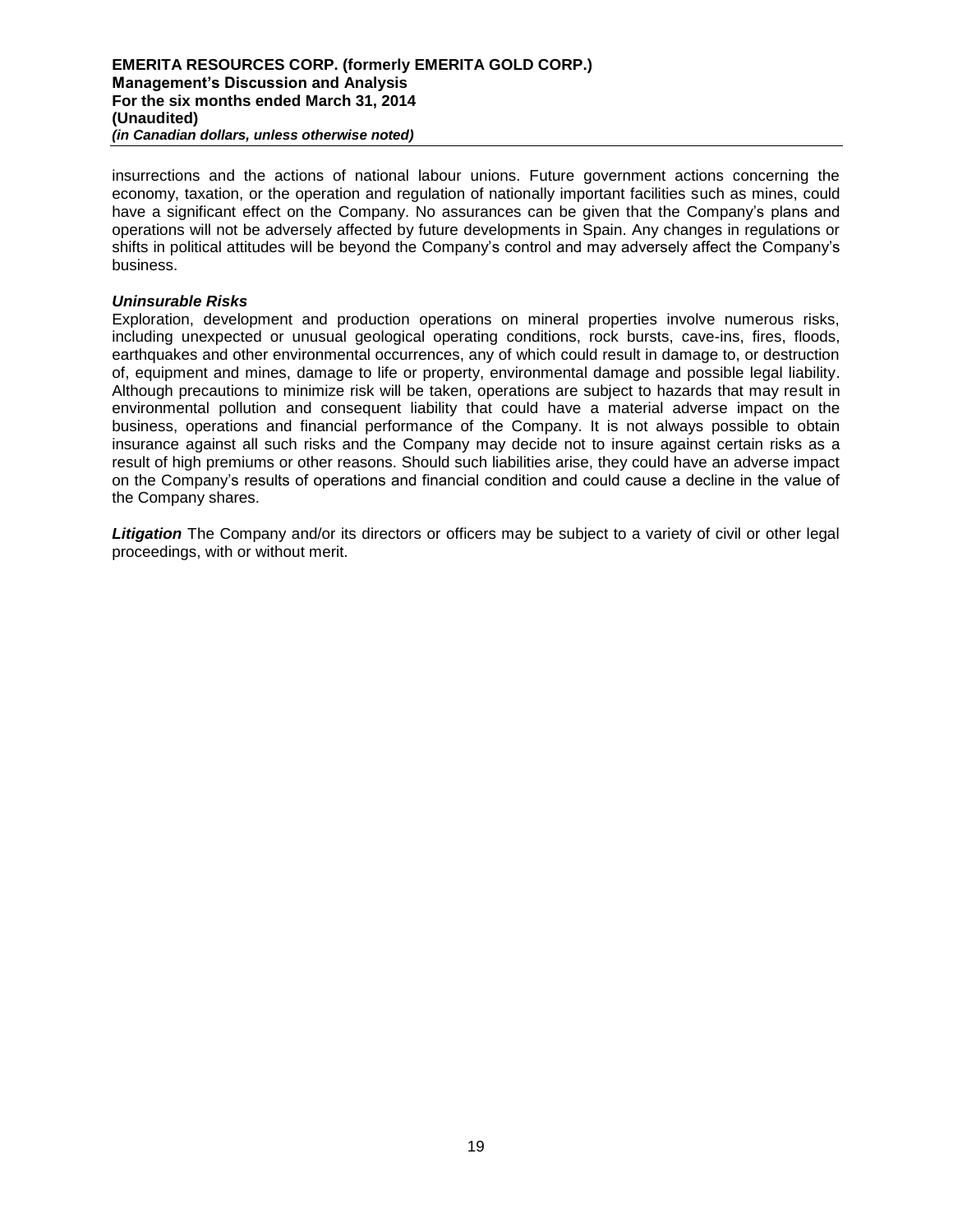insurrections and the actions of national labour unions. Future government actions concerning the economy, taxation, or the operation and regulation of nationally important facilities such as mines, could have a significant effect on the Company. No assurances can be given that the Company's plans and operations will not be adversely affected by future developments in Spain. Any changes in regulations or shifts in political attitudes will be beyond the Company's control and may adversely affect the Company's business.

***Uninsurable Risks***

Exploration, development and production operations on mineral properties involve numerous risks, including unexpected or unusual geological operating conditions, rock bursts, cave-ins, fires, floods, earthquakes and other environmental occurrences, any of which could result in damage to, or destruction of, equipment and mines, damage to life or property, environmental damage and possible legal liability. Although precautions to minimize risk will be taken, operations are subject to hazards that may result in environmental pollution and consequent liability that could have a material adverse impact on the business, operations and financial performance of the Company. It is not always possible to obtain insurance against all such risks and the Company may decide not to insure against certain risks as a result of high premiums or other reasons. Should such liabilities arise, they could have an adverse impact on the Company's results of operations and financial condition and could cause a decline in the value of the Company shares.

***Litigation*** The Company and/or its directors or officers may be subject to a variety of civil or other legal proceedings, with or without merit.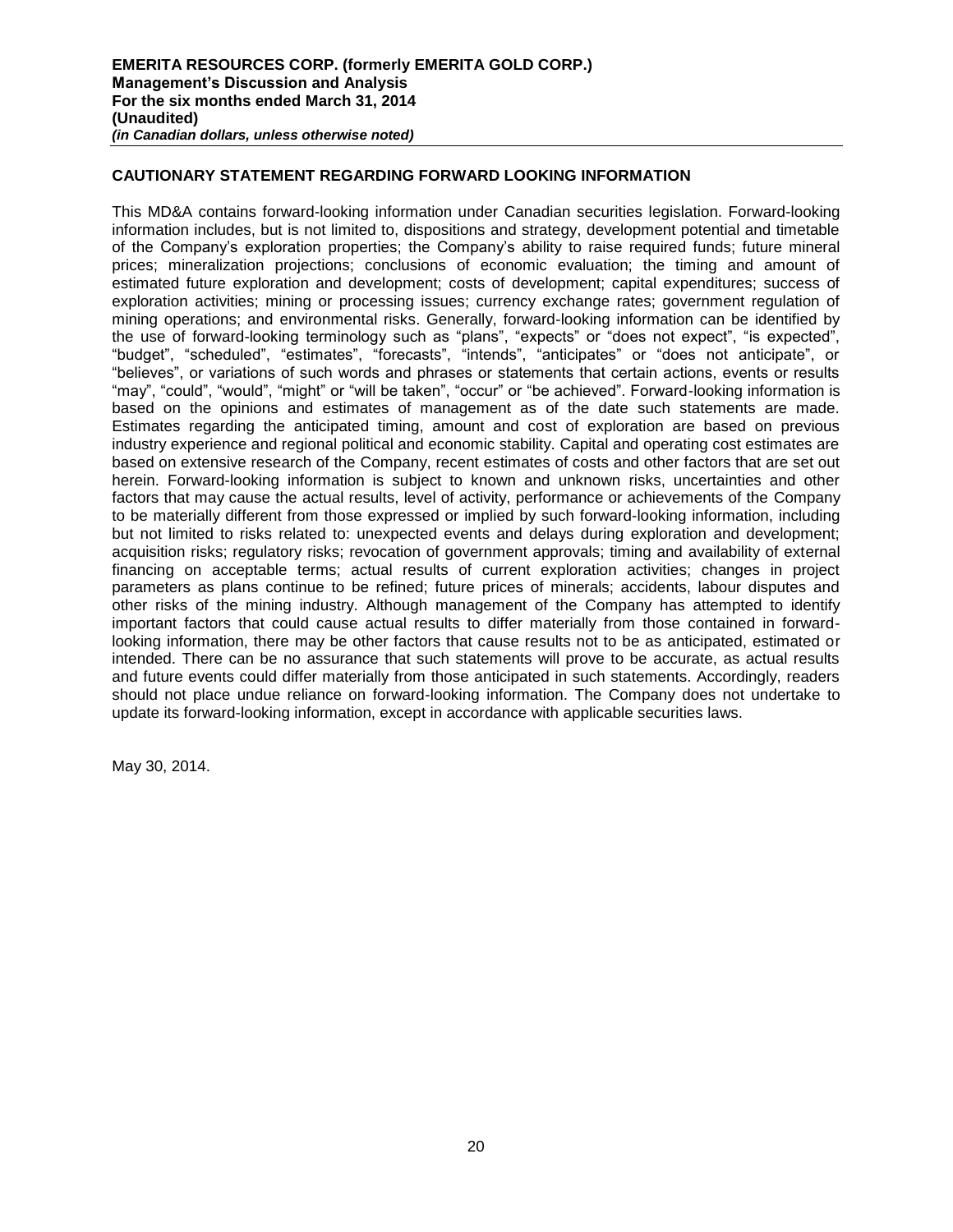## CAUTIONARY STATEMENT REGARDING FORWARD LOOKING INFORMATION

This MD&A contains forward-looking information under Canadian securities legislation. Forward-looking information includes, but is not limited to, dispositions and strategy, development potential and timetable of the Company's exploration properties; the Company's ability to raise required funds; future mineral prices; mineralization projections; conclusions of economic evaluation; the timing and amount of estimated future exploration and development; costs of development; capital expenditures; success of exploration activities; mining or processing issues; currency exchange rates; government regulation of mining operations; and environmental risks. Generally, forward-looking information can be identified by the use of forward-looking terminology such as "plans", "expects" or "does not expect", "is expected", "budget", "scheduled", "estimates", "forecasts", "intends", "anticipates" or "does not anticipate", or "believes", or variations of such words and phrases or statements that certain actions, events or results "may", "could", "would", "might" or "will be taken", "occur" or "be achieved". Forward-looking information is based on the opinions and estimates of management as of the date such statements are made. Estimates regarding the anticipated timing, amount and cost of exploration are based on previous industry experience and regional political and economic stability. Capital and operating cost estimates are based on extensive research of the Company, recent estimates of costs and other factors that are set out herein. Forward-looking information is subject to known and unknown risks, uncertainties and other factors that may cause the actual results, level of activity, performance or achievements of the Company to be materially different from those expressed or implied by such forward-looking information, including but not limited to risks related to: unexpected events and delays during exploration and development; acquisition risks; regulatory risks; revocation of government approvals; timing and availability of external financing on acceptable terms; actual results of current exploration activities; changes in project parameters as plans continue to be refined; future prices of minerals; accidents, labour disputes and other risks of the mining industry. Although management of the Company has attempted to identify important factors that could cause actual results to differ materially from those contained in forward-looking information, there may be other factors that cause results not to be as anticipated, estimated or intended. There can be no assurance that such statements will prove to be accurate, as actual results and future events could differ materially from those anticipated in such statements. Accordingly, readers should not place undue reliance on forward-looking information. The Company does not undertake to update its forward-looking information, except in accordance with applicable securities laws.

May 30, 2014.